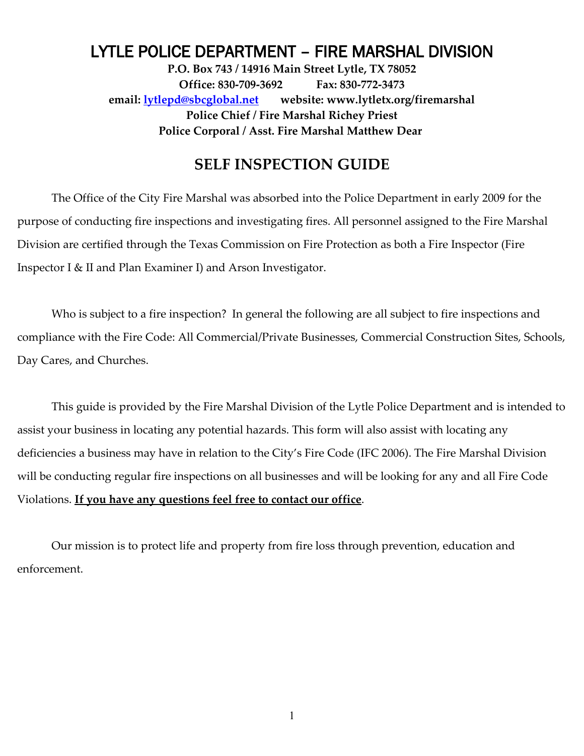# LYTLE POLICE DEPARTMENT – FIRE MARSHAL DIVISION

**P.O. Box 743 / 14916 Main Street Lytle, TX 78052**
**Office: 830-709-3692 Fax: 830-772-3473**
**email: [lytlepd@sbcglobal.net](mailto:lytlepd@sbcglobal.net) website: www.lytletx.org/firemarshal**
**Police Chief / Fire Marshal Richey Priest**
**Police Corporal / Asst. Fire Marshal Matthew Dear**

## SELF INSPECTION GUIDE

The Office of the City Fire Marshal was absorbed into the Police Department in early 2009 for the purpose of conducting fire inspections and investigating fires. All personnel assigned to the Fire Marshal Division are certified through the Texas Commission on Fire Protection as both a Fire Inspector (Fire Inspector I & II and Plan Examiner I) and Arson Investigator.

Who is subject to a fire inspection? In general the following are all subject to fire inspections and compliance with the Fire Code: All Commercial/Private Businesses, Commercial Construction Sites, Schools, Day Cares, and Churches.

This guide is provided by the Fire Marshal Division of the Lytle Police Department and is intended to assist your business in locating any potential hazards. This form will also assist with locating any deficiencies a business may have in relation to the City's Fire Code (IFC 2006). The Fire Marshal Division will be conducting regular fire inspections on all businesses and will be looking for any and all Fire Code Violations. **If you have any questions feel free to contact our office**.

Our mission is to protect life and property from fire loss through prevention, education and enforcement.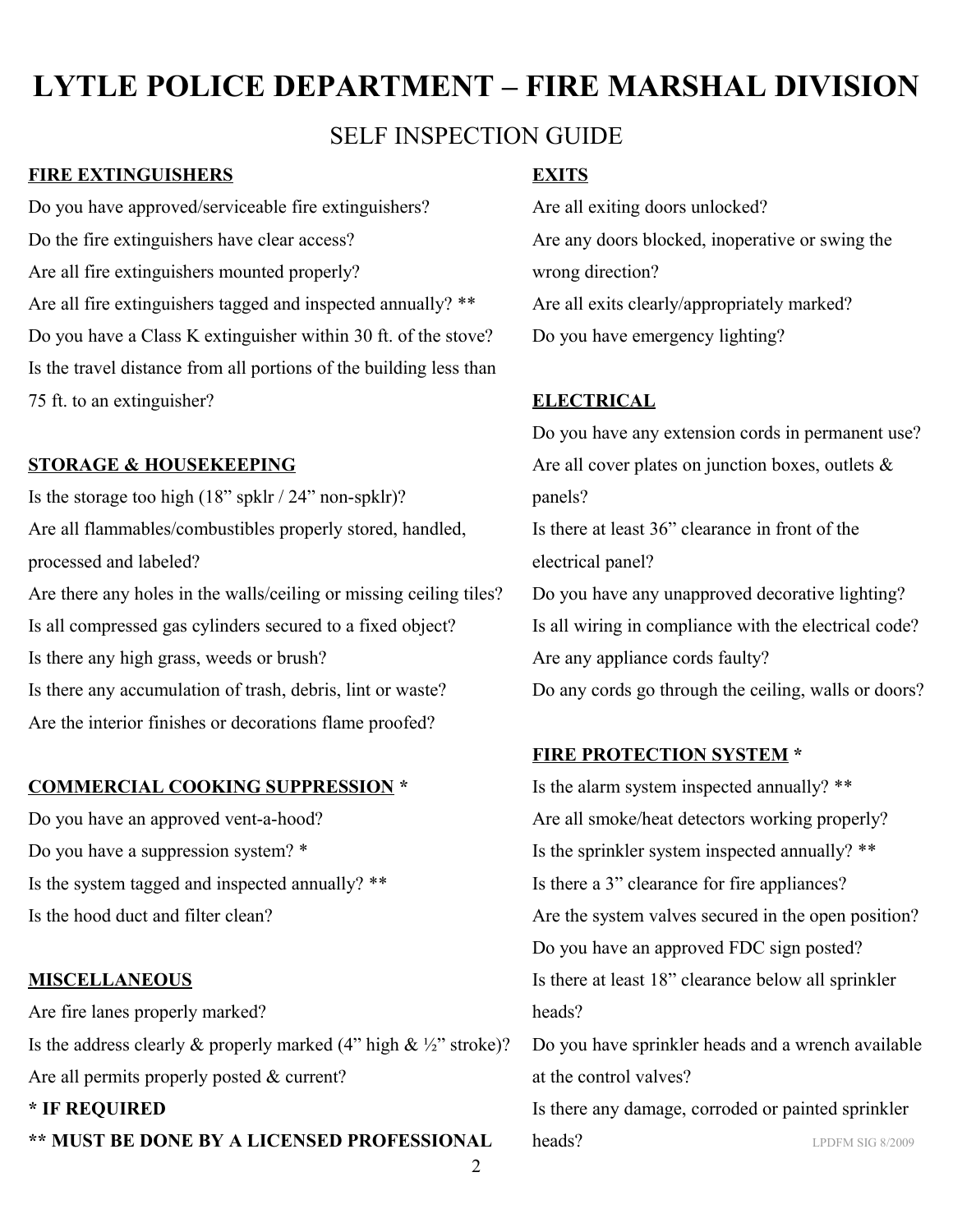# LYTLE POLICE DEPARTMENT – FIRE MARSHAL DIVISION

## SELF INSPECTION GUIDE

**FIRE EXTINGUISHERS**

Do you have approved/serviceable fire extinguishers?
Do the fire extinguishers have clear access?
Are all fire extinguishers mounted properly?
Are all fire extinguishers tagged and inspected annually? **
Do you have a Class K extinguisher within 30 ft. of the stove?
Is the travel distance from all portions of the building less than 75 ft. to an extinguisher?

**STORAGE & HOUSEKEEPING**

Is the storage too high (18" spklr / 24" non-spklr)?
Are all flammables/combustibles properly stored, handled, processed and labeled?
Are there any holes in the walls/ceiling or missing ceiling tiles?
Is all compressed gas cylinders secured to a fixed object?
Is there any high grass, weeds or brush?
Is there any accumulation of trash, debris, lint or waste?
Are the interior finishes or decorations flame proofed?

**COMMERCIAL COOKING SUPPRESSION** *

Do you have an approved vent-a-hood?
Do you have a suppression system? *
Is the system tagged and inspected annually? **
Is the hood duct and filter clean?

**MISCELLANEOUS**

Are fire lanes properly marked?
Is the address clearly & properly marked (4" high & ½" stroke)?
Are all permits properly posted & current?

**\* IF REQUIRED**

**\*\* MUST BE DONE BY A LICENSED PROFESSIONAL**

**EXITS**

Are all exiting doors unlocked?
Are any doors blocked, inoperative or swing the wrong direction?
Are all exits clearly/appropriately marked?
Do you have emergency lighting?

**ELECTRICAL**

Do you have any extension cords in permanent use?
Are all cover plates on junction boxes, outlets & panels?
Is there at least 36" clearance in front of the electrical panel?
Do you have any unapproved decorative lighting?
Is all wiring in compliance with the electrical code?
Are any appliance cords faulty?
Do any cords go through the ceiling, walls or doors?

**FIRE PROTECTION SYSTEM** *

Is the alarm system inspected annually? **
Are all smoke/heat detectors working properly?
Is the sprinkler system inspected annually? **
Is there a 3" clearance for fire appliances?
Are the system valves secured in the open position?
Do you have an approved FDC sign posted?
Is there at least 18" clearance below all sprinkler heads?
Do you have sprinkler heads and a wrench available at the control valves?
Is there any damage, corroded or painted sprinkler heads?

LPDFM SIG 8/2009